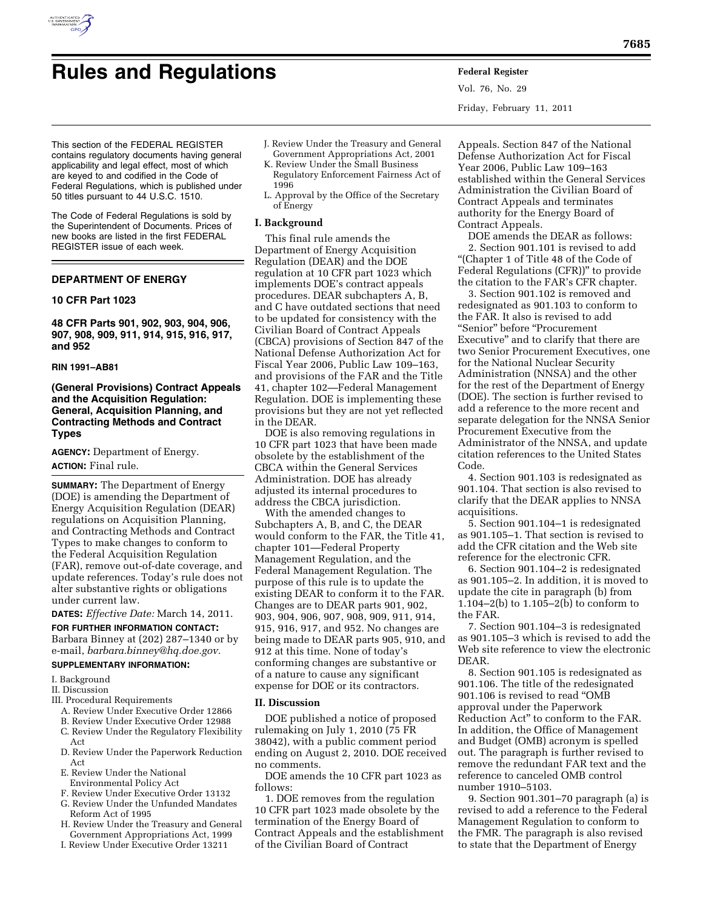# Rules and Regulations

This section of the FEDERAL REGISTER contains regulatory documents having general applicability and legal effect, most of which are keyed to and codified in the Code of Federal Regulations, which is published under 50 titles pursuant to 44 U.S.C. 1510.

The Code of Federal Regulations is sold by the Superintendent of Documents. Prices of new books are listed in the first FEDERAL REGISTER issue of each week.

## DEPARTMENT OF ENERGY

### 10 CFR Part 1023

### 48 CFR Parts 901, 902, 903, 904, 906, 907, 908, 909, 911, 914, 915, 916, 917, and 952

### RIN 1991–AB81

### (General Provisions) Contract Appeals and the Acquisition Regulation: General, Acquisition Planning, and Contracting Methods and Contract Types

**AGENCY:** Department of Energy.

**ACTION:** Final rule.

**SUMMARY:** The Department of Energy (DOE) is amending the Department of Energy Acquisition Regulation (DEAR) regulations on Acquisition Planning, and Contracting Methods and Contract Types to make changes to conform to the Federal Acquisition Regulation (FAR), remove out-of-date coverage, and update references. Today's rule does not alter substantive rights or obligations under current law.

**DATES:** *Effective Date:* March 14, 2011.

**FOR FURTHER INFORMATION CONTACT:** Barbara Binney at (202) 287–1340 or by e-mail, *barbara.binney@hq.doe.gov.*

**SUPPLEMENTARY INFORMATION:**

I. Background
II. Discussion
III. Procedural Requirements
- A. Review Under Executive Order 12866
- B. Review Under Executive Order 12988
- C. Review Under the Regulatory Flexibility Act
- D. Review Under the Paperwork Reduction Act
- E. Review Under the National Environmental Policy Act
- F. Review Under Executive Order 13132
- G. Review Under the Unfunded Mandates Reform Act of 1995
- H. Review Under the Treasury and General Government Appropriations Act, 1999
- I. Review Under Executive Order 13211
- J. Review Under the Treasury and General Government Appropriations Act, 2001
- K. Review Under the Small Business Regulatory Enforcement Fairness Act of 1996
- L. Approval by the Office of the Secretary of Energy

## I. Background

This final rule amends the Department of Energy Acquisition Regulation (DEAR) and the DOE regulation at 10 CFR part 1023 which implements DOE's contract appeals procedures. DEAR subchapters A, B, and C have outdated sections that need to be updated for consistency with the Civilian Board of Contract Appeals (CBCA) provisions of Section 847 of the National Defense Authorization Act for Fiscal Year 2006, Public Law 109–163, and provisions of the FAR and the Title 41, chapter 102—Federal Management Regulation. DOE is implementing these provisions but they are not yet reflected in the DEAR.

DOE is also removing regulations in 10 CFR part 1023 that have been made obsolete by the establishment of the CBCA within the General Services Administration. DOE has already adjusted its internal procedures to address the CBCA jurisdiction.

With the amended changes to Subchapters A, B, and C, the DEAR would conform to the FAR, the Title 41, chapter 101—Federal Property Management Regulation, and the Federal Management Regulation. The purpose of this rule is to update the existing DEAR to conform it to the FAR. Changes are to DEAR parts 901, 902, 903, 904, 906, 907, 908, 909, 911, 914, 915, 916, 917, and 952. No changes are being made to DEAR parts 905, 910, and 912 at this time. None of today's conforming changes are substantive or of a nature to cause any significant expense for DOE or its contractors.

## II. Discussion

DOE published a notice of proposed rulemaking on July 1, 2010 (75 FR 38042), with a public comment period ending on August 2, 2010. DOE received no comments.

DOE amends the 10 CFR part 1023 as follows:

1. DOE removes from the regulation 10 CFR part 1023 made obsolete by the termination of the Energy Board of Contract Appeals and the establishment of the Civilian Board of Contract Appeals. Section 847 of the National Defense Authorization Act for Fiscal Year 2006, Public Law 109–163 established within the General Services Administration the Civilian Board of Contract Appeals and terminates authority for the Energy Board of Contract Appeals.

DOE amends the DEAR as follows:

2. Section 901.101 is revised to add "(Chapter 1 of Title 48 of the Code of Federal Regulations (CFR))" to provide the citation to the FAR's CFR chapter.

3. Section 901.102 is removed and redesignated as 901.103 to conform to the FAR. It also is revised to add "Senior" before "Procurement Executive" and to clarify that there are two Senior Procurement Executives, one for the National Nuclear Security Administration (NNSA) and the other for the rest of the Department of Energy (DOE). The section is further revised to add a reference to the more recent and separate delegation for the NNSA Senior Procurement Executive from the Administrator of the NNSA, and update citation references to the United States Code.

4. Section 901.103 is redesignated as 901.104. That section is also revised to clarify that the DEAR applies to NNSA acquisitions.

5. Section 901.104–1 is redesignated as 901.105–1. That section is revised to add the CFR citation and the Web site reference for the electronic CFR.

6. Section 901.104–2 is redesignated as 901.105–2. In addition, it is moved to update the cite in paragraph (b) from 1.104–2(b) to 1.105–2(b) to conform to the FAR.

7. Section 901.104–3 is redesignated as 901.105–3 which is revised to add the Web site reference to view the electronic DEAR.

8. Section 901.105 is redesignated as 901.106. The title of the redesignated 901.106 is revised to read "OMB approval under the Paperwork Reduction Act" to conform to the FAR. In addition, the Office of Management and Budget (OMB) acronym is spelled out. The paragraph is further revised to remove the redundant FAR text and the reference to canceled OMB control number 1910–5103.

9. Section 901.301–70 paragraph (a) is revised to add a reference to the Federal Management Regulation to conform to the FMR. The paragraph is also revised to state that the Department of Energy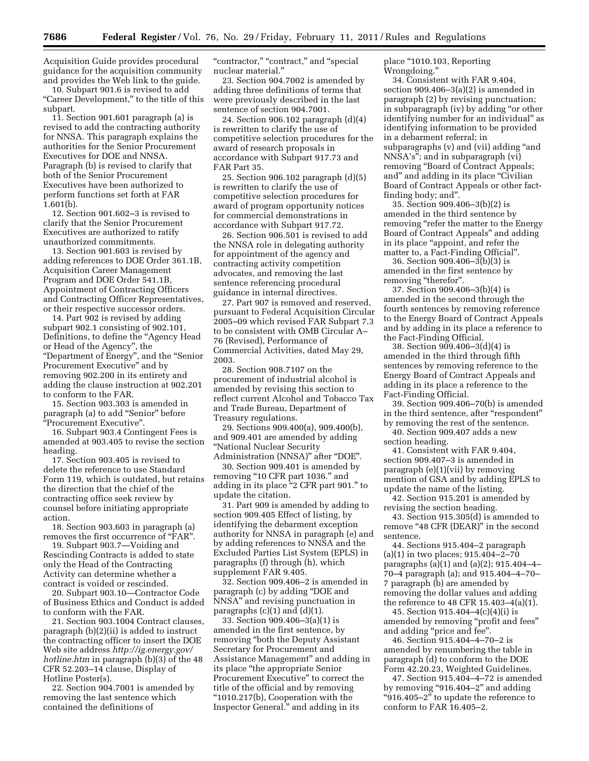Acquisition Guide provides procedural guidance for the acquisition community and provides the Web link to the guide.

10. Subpart 901.6 is revised to add "Career Development," to the title of this subpart.

11. Section 901.601 paragraph (a) is revised to add the contracting authority for NNSA. This paragraph explains the authorities for the Senior Procurement Executives for DOE and NNSA. Paragraph (b) is revised to clarify that both of the Senior Procurement Executives have been authorized to perform functions set forth at FAR 1.601(b).

12. Section 901.602–3 is revised to clarify that the Senior Procurement Executives are authorized to ratify unauthorized commitments.

13. Section 901.603 is revised by adding references to DOE Order 361.1B, Acquisition Career Management Program and DOE Order 541.1B, Appointment of Contracting Officers and Contracting Officer Representatives, or their respective successor orders.

14. Part 902 is revised by adding subpart 902.1 consisting of 902.101, Definitions, to define the "Agency Head or Head of the Agency", the "Department of Energy", and the "Senior Procurement Executive" and by removing 902.200 in its entirety and adding the clause instruction at 902.201 to conform to the FAR.

15. Section 903.303 is amended in paragraph (a) to add "Senior" before "Procurement Executive".

16. Subpart 903.4 Contingent Fees is amended at 903.405 to revise the section heading.

17. Section 903.405 is revised to delete the reference to use Standard Form 119, which is outdated, but retains the direction that the chief of the contracting office seek review by counsel before initiating appropriate action.

18. Section 903.603 in paragraph (a) removes the first occurrence of "FAR".

19. Subpart 903.7—Voiding and Rescinding Contracts is added to state only the Head of the Contracting Activity can determine whether a contract is voided or rescinded.

20. Subpart 903.10—Contractor Code of Business Ethics and Conduct is added to conform with the FAR.

21. Section 903.1004 Contract clauses, paragraph (b)(2)(ii) is added to instruct the contracting officer to insert the DOE Web site address *http://ig.energy.gov/hotline.htm* in paragraph (b)(3) of the 48 CFR 52.203–14 clause, Display of Hotline Poster(s).

22. Section 904.7001 is amended by removing the last sentence which contained the definitions of "contractor," "contract," and "special nuclear material."

23. Section 904.7002 is amended by adding three definitions of terms that were previously described in the last sentence of section 904.7001.

24. Section 906.102 paragraph (d)(4) is rewritten to clarify the use of competitive selection procedures for the award of research proposals in accordance with Subpart 917.73 and FAR Part 35.

25. Section 906.102 paragraph (d)(5) is rewritten to clarify the use of competitive selection procedures for award of program opportunity notices for commercial demonstrations in accordance with Subpart 917.72.

26. Section 906.501 is revised to add the NNSA role in delegating authority for appointment of the agency and contracting activity competition advocates, and removing the last sentence referencing procedural guidance in internal directives.

27. Part 907 is removed and reserved, pursuant to Federal Acquisition Circular 2005–09 which revised FAR Subpart 7.3 to be consistent with OMB Circular A–76 (Revised), Performance of Commercial Activities, dated May 29, 2003.

28. Section 908.7107 on the procurement of industrial alcohol is amended by revising this section to reflect current Alcohol and Tobacco Tax and Trade Bureau, Department of Treasury regulations.

29. Sections 909.400(a), 909.400(b), and 909.401 are amended by adding "National Nuclear Security Administration (NNSA)" after "DOE".

30. Section 909.401 is amended by removing "10 CFR part 1036." and adding in its place "2 CFR part 901." to update the citation.

31. Part 909 is amended by adding to section 909.405 Effect of listing, by identifying the debarment exception authority for NNSA in paragraph (e) and by adding references to NNSA and the Excluded Parties List System (EPLS) in paragraphs (f) through (h), which supplement FAR 9.405.

32. Section 909.406–2 is amended in paragraph (c) by adding "DOE and NNSA" and revising punctuation in paragraphs (c)(1) and (d)(1).

33. Section 909.406–3(a)(1) is amended in the first sentence, by removing "both the Deputy Assistant Secretary for Procurement and Assistance Management" and adding in its place "the appropriate Senior Procurement Executive" to correct the title of the official and by removing "1010.217(b), Cooperation with the Inspector General." and adding in its place "1010.103, Reporting Wrongdoing."

34. Consistent with FAR 9.404, section 909.406–3(a)(2) is amended in paragraph (2) by revising punctuation; in subparagraph (iv) by adding "or other identifying number for an individual" as identifying information to be provided in a debarment referral; in subparagraphs (v) and (vii) adding "and NNSA's"; and in subparagraph (vi) removing "Board of Contract Appeals; and" and adding in its place "Civilian Board of Contract Appeals or other fact-finding body; and".

35. Section 909.406–3(b)(2) is amended in the third sentence by removing "refer the matter to the Energy Board of Contract Appeals" and adding in its place "appoint, and refer the matter to, a Fact-Finding Official".

36. Section 909.406–3(b)(3) is amended in the first sentence by removing "therefor".

37. Section 909.406–3(b)(4) is amended in the second through the fourth sentences by removing reference to the Energy Board of Contract Appeals and by adding in its place a reference to the Fact-Finding Official.

38. Section 909.406–3(d)(4) is amended in the third through fifth sentences by removing reference to the Energy Board of Contract Appeals and adding in its place a reference to the Fact-Finding Official.

39. Section 909.406–70(b) is amended in the third sentence, after "respondent" by removing the rest of the sentence.

40. Section 909.407 adds a new section heading.

41. Consistent with FAR 9.404, section 909.407–3 is amended in paragraph (e)(1)(vii) by removing mention of GSA and by adding EPLS to update the name of the listing.

42. Section 915.201 is amended by revising the section heading.

43. Section 915.305(d) is amended to remove "48 CFR (DEAR)" in the second sentence.

44. Sections 915.404–2 paragraph (a)(1) in two places; 915.404–2–70 paragraphs (a)(1) and (a)(2); 915.404–4–70–4 paragraph (a); and 915.404–4–70–7 paragraph (b) are amended by removing the dollar values and adding the reference to 48 CFR 15.403–4(a)(1).

45. Section 915.404–4(c)(4)(i) is amended by removing "profit and fees" and adding "price and fee".

46. Section 915.404–4–70–2 is amended by renumbering the table in paragraph (d) to conform to the DOE Form 42.20.23, Weighted Guidelines.

47. Section 915.404–4–72 is amended by removing "916.404–2" and adding "916.405–2" to update the reference to conform to FAR 16.405–2.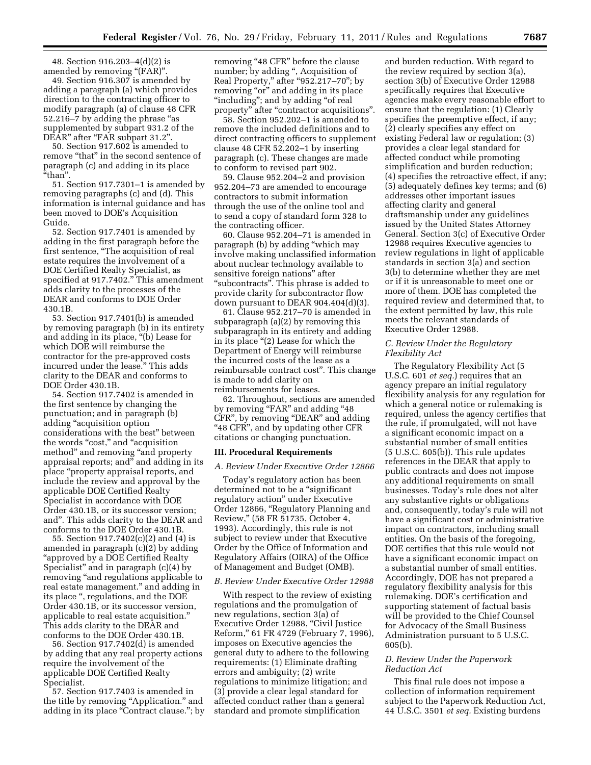48. Section 916.203–4(d)(2) is amended by removing "(FAR)".

49. Section 916.307 is amended by adding a paragraph (a) which provides direction to the contracting officer to modify paragraph (a) of clause 48 CFR 52.216–7 by adding the phrase "as supplemented by subpart 931.2 of the DEAR" after "FAR subpart 31.2".

50. Section 917.602 is amended to remove "that" in the second sentence of paragraph (c) and adding in its place "than".

51. Section 917.7301–1 is amended by removing paragraphs (c) and (d). This information is internal guidance and has been moved to DOE's Acquisition Guide.

52. Section 917.7401 is amended by adding in the first paragraph before the first sentence, "The acquisition of real estate requires the involvement of a DOE Certified Realty Specialist, as specified at 917.7402." This amendment adds clarity to the processes of the DEAR and conforms to DOE Order 430.1B.

53. Section 917.7401(b) is amended by removing paragraph (b) in its entirety and adding in its place, "(b) Lease for which DOE will reimburse the contractor for the pre-approved costs incurred under the lease." This adds clarity to the DEAR and conforms to DOE Order 430.1B.

54. Section 917.7402 is amended in the first sentence by changing the punctuation; and in paragraph (b) adding "acquisition option considerations with the best" between the words "cost," and "acquisition method" and removing "and property appraisal reports; and" and adding in its place "property appraisal reports, and include the review and approval by the applicable DOE Certified Realty Specialist in accordance with DOE Order 430.1B, or its successor version; and". This adds clarity to the DEAR and conforms to the DOE Order 430.1B.

55. Section 917.7402(c)(2) and (4) is amended in paragraph (c)(2) by adding "approved by a DOE Certified Realty Specialist" and in paragraph (c)(4) by removing "and regulations applicable to real estate management." and adding in its place ", regulations, and the DOE Order 430.1B, or its successor version, applicable to real estate acquisition." This adds clarity to the DEAR and conforms to the DOE Order 430.1B.

56. Section 917.7402(d) is amended by adding that any real property actions require the involvement of the applicable DOE Certified Realty Specialist.

57. Section 917.7403 is amended in the title by removing "Application." and adding in its place "Contract clause."; by removing "48 CFR" before the clause number; by adding ", Acquisition of Real Property," after "952.217–70"; by removing "or" and adding in its place "including"; and by adding "of real property" after "contractor acquisitions".

58. Section 952.202–1 is amended to remove the included definitions and to direct contracting officers to supplement clause 48 CFR 52.202–1 by inserting paragraph (c). These changes are made to conform to revised part 902.

59. Clause 952.204–2 and provision 952.204–73 are amended to encourage contractors to submit information through the use of the online tool and to send a copy of standard form 328 to the contracting officer.

60. Clause 952.204–71 is amended in paragraph (b) by adding "which may involve making unclassified information about nuclear technology available to sensitive foreign nations" after "subcontracts". This phrase is added to provide clarity for subcontractor flow down pursuant to DEAR 904.404(d)(3).

61. Clause 952.217–70 is amended in subparagraph (a)(2) by removing this subparagraph in its entirety and adding in its place "(2) Lease for which the Department of Energy will reimburse the incurred costs of the lease as a reimbursable contract cost". This change is made to add clarity on reimbursements for leases.

62. Throughout, sections are amended by removing "FAR" and adding "48 CFR", by removing "DEAR" and adding "48 CFR", and by updating other CFR citations or changing punctuation.

## III. Procedural Requirements

### A. Review Under Executive Order 12866

Today's regulatory action has been determined not to be a "significant regulatory action" under Executive Order 12866, "Regulatory Planning and Review," (58 FR 51735, October 4, 1993). Accordingly, this rule is not subject to review under that Executive Order by the Office of Information and Regulatory Affairs (OIRA) of the Office of Management and Budget (OMB).

### B. Review Under Executive Order 12988

With respect to the review of existing regulations and the promulgation of new regulations, section 3(a) of Executive Order 12988, "Civil Justice Reform," 61 FR 4729 (February 7, 1996), imposes on Executive agencies the general duty to adhere to the following requirements: (1) Eliminate drafting errors and ambiguity; (2) write regulations to minimize litigation; and (3) provide a clear legal standard for affected conduct rather than a general standard and promote simplification and burden reduction. With regard to the review required by section 3(a), section 3(b) of Executive Order 12988 specifically requires that Executive agencies make every reasonable effort to ensure that the regulation: (1) Clearly specifies the preemptive effect, if any; (2) clearly specifies any effect on existing Federal law or regulation; (3) provides a clear legal standard for affected conduct while promoting simplification and burden reduction; (4) specifies the retroactive effect, if any; (5) adequately defines key terms; and (6) addresses other important issues affecting clarity and general draftsmanship under any guidelines issued by the United States Attorney General. Section 3(c) of Executive Order 12988 requires Executive agencies to review regulations in light of applicable standards in section 3(a) and section 3(b) to determine whether they are met or if it is unreasonable to meet one or more of them. DOE has completed the required review and determined that, to the extent permitted by law, this rule meets the relevant standards of Executive Order 12988.

### C. Review Under the Regulatory Flexibility Act

The Regulatory Flexibility Act (5 U.S.C. 601 *et seq.*) requires that an agency prepare an initial regulatory flexibility analysis for any regulation for which a general notice or rulemaking is required, unless the agency certifies that the rule, if promulgated, will not have a significant economic impact on a substantial number of small entities (5 U.S.C. 605(b)). This rule updates references in the DEAR that apply to public contracts and does not impose any additional requirements on small businesses. Today's rule does not alter any substantive rights or obligations and, consequently, today's rule will not have a significant cost or administrative impact on contractors, including small entities. On the basis of the foregoing, DOE certifies that this rule would not have a significant economic impact on a substantial number of small entities. Accordingly, DOE has not prepared a regulatory flexibility analysis for this rulemaking. DOE's certification and supporting statement of factual basis will be provided to the Chief Counsel for Advocacy of the Small Business Administration pursuant to 5 U.S.C. 605(b).

### D. Review Under the Paperwork Reduction Act

This final rule does not impose a collection of information requirement subject to the Paperwork Reduction Act, 44 U.S.C. 3501 *et seq.* Existing burdens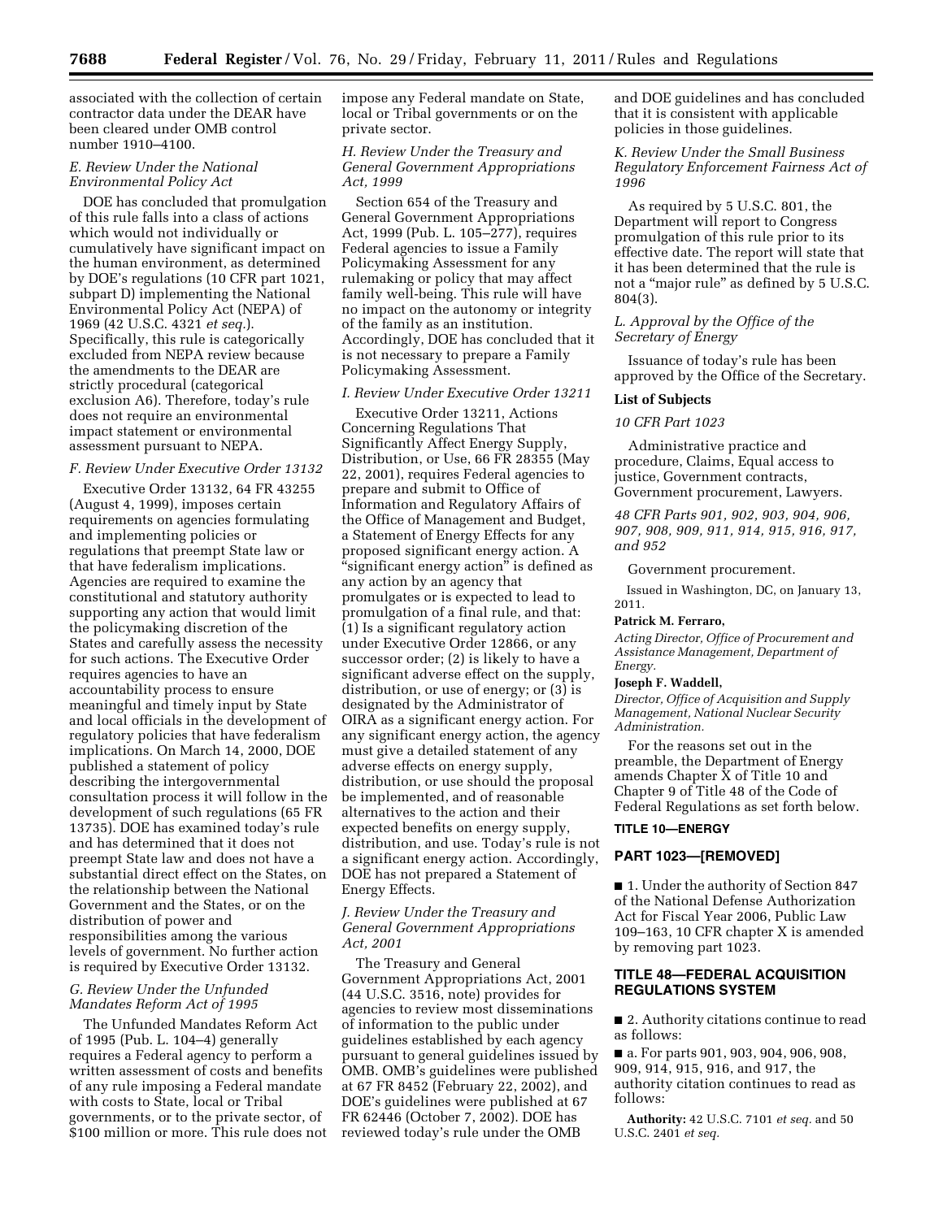associated with the collection of certain contractor data under the DEAR have been cleared under OMB control number 1910–4100.

### *E. Review Under the National Environmental Policy Act*

DOE has concluded that promulgation of this rule falls into a class of actions which would not individually or cumulatively have significant impact on the human environment, as determined by DOE's regulations (10 CFR part 1021, subpart D) implementing the National Environmental Policy Act (NEPA) of 1969 (42 U.S.C. 4321 *et seq.*). Specifically, this rule is categorically excluded from NEPA review because the amendments to the DEAR are strictly procedural (categorical exclusion A6). Therefore, today's rule does not require an environmental impact statement or environmental assessment pursuant to NEPA.

### *F. Review Under Executive Order 13132*

Executive Order 13132, 64 FR 43255 (August 4, 1999), imposes certain requirements on agencies formulating and implementing policies or regulations that preempt State law or that have federalism implications. Agencies are required to examine the constitutional and statutory authority supporting any action that would limit the policymaking discretion of the States and carefully assess the necessity for such actions. The Executive Order requires agencies to have an accountability process to ensure meaningful and timely input by State and local officials in the development of regulatory policies that have federalism implications. On March 14, 2000, DOE published a statement of policy describing the intergovernmental consultation process it will follow in the development of such regulations (65 FR 13735). DOE has examined today's rule and has determined that it does not preempt State law and does not have a substantial direct effect on the States, on the relationship between the National Government and the States, or on the distribution of power and responsibilities among the various levels of government. No further action is required by Executive Order 13132.

### *G. Review Under the Unfunded Mandates Reform Act of 1995*

The Unfunded Mandates Reform Act of 1995 (Pub. L. 104–4) generally requires a Federal agency to perform a written assessment of costs and benefits of any rule imposing a Federal mandate with costs to State, local or Tribal governments, or to the private sector, of $100 million or more. This rule does not impose any Federal mandate on State, local or Tribal governments or on the private sector.

### *H. Review Under the Treasury and General Government Appropriations Act, 1999*

Section 654 of the Treasury and General Government Appropriations Act, 1999 (Pub. L. 105–277), requires Federal agencies to issue a Family Policymaking Assessment for any rulemaking or policy that may affect family well-being. This rule will have no impact on the autonomy or integrity of the family as an institution. Accordingly, DOE has concluded that it is not necessary to prepare a Family Policymaking Assessment.

### *I. Review Under Executive Order 13211*

Executive Order 13211, Actions Concerning Regulations That Significantly Affect Energy Supply, Distribution, or Use, 66 FR 28355 (May 22, 2001), requires Federal agencies to prepare and submit to Office of Information and Regulatory Affairs of the Office of Management and Budget, a Statement of Energy Effects for any proposed significant energy action. A "significant energy action" is defined as any action by an agency that promulgates or is expected to lead to promulgation of a final rule, and that: (1) Is a significant regulatory action under Executive Order 12866, or any successor order; (2) is likely to have a significant adverse effect on the supply, distribution, or use of energy; or (3) is designated by the Administrator of OIRA as a significant energy action. For any significant energy action, the agency must give a detailed statement of any adverse effects on energy supply, distribution, or use should the proposal be implemented, and of reasonable alternatives to the action and their expected benefits on energy supply, distribution, and use. Today's rule is not a significant energy action. Accordingly, DOE has not prepared a Statement of Energy Effects.

### *J. Review Under the Treasury and General Government Appropriations Act, 2001*

The Treasury and General Government Appropriations Act, 2001 (44 U.S.C. 3516, note) provides for agencies to review most disseminations of information to the public under guidelines established by each agency pursuant to general guidelines issued by OMB. OMB's guidelines were published at 67 FR 8452 (February 22, 2002), and DOE's guidelines were published at 67 FR 62446 (October 7, 2002). DOE has reviewed today's rule under the OMB and DOE guidelines and has concluded that it is consistent with applicable policies in those guidelines.

### *K. Review Under the Small Business Regulatory Enforcement Fairness Act of 1996*

As required by 5 U.S.C. 801, the Department will report to Congress promulgation of this rule prior to its effective date. The report will state that it has been determined that the rule is not a "major rule" as defined by 5 U.S.C. 804(3).

### *L. Approval by the Office of the Secretary of Energy*

Issuance of today's rule has been approved by the Office of the Secretary.

**List of Subjects**

*10 CFR Part 1023*

Administrative practice and procedure, Claims, Equal access to justice, Government contracts, Government procurement, Lawyers.

*48 CFR Parts 901, 902, 903, 904, 906, 907, 908, 909, 911, 914, 915, 916, 917, and 952*

Government procurement.

Issued in Washington, DC, on January 13, 2011.

**Patrick M. Ferraro,**

*Acting Director, Office of Procurement and Assistance Management, Department of Energy.*

**Joseph F. Waddell,**

*Director, Office of Acquisition and Supply Management, National Nuclear Security Administration.*

For the reasons set out in the preamble, the Department of Energy amends Chapter X of Title 10 and Chapter 9 of Title 48 of the Code of Federal Regulations as set forth below.

## TITLE 10—ENERGY

## PART 1023—[REMOVED]

■ 1. Under the authority of Section 847 of the National Defense Authorization Act for Fiscal Year 2006, Public Law 109–163, 10 CFR chapter X is amended by removing part 1023.

## TITLE 48—FEDERAL ACQUISITION REGULATIONS SYSTEM

■ 2. Authority citations continue to read as follows:

■ a. For parts 901, 903, 904, 906, 908, 909, 914, 915, 916, and 917, the authority citation continues to read as follows:

**Authority:** 42 U.S.C. 7101 *et seq.* and 50 U.S.C. 2401 *et seq.*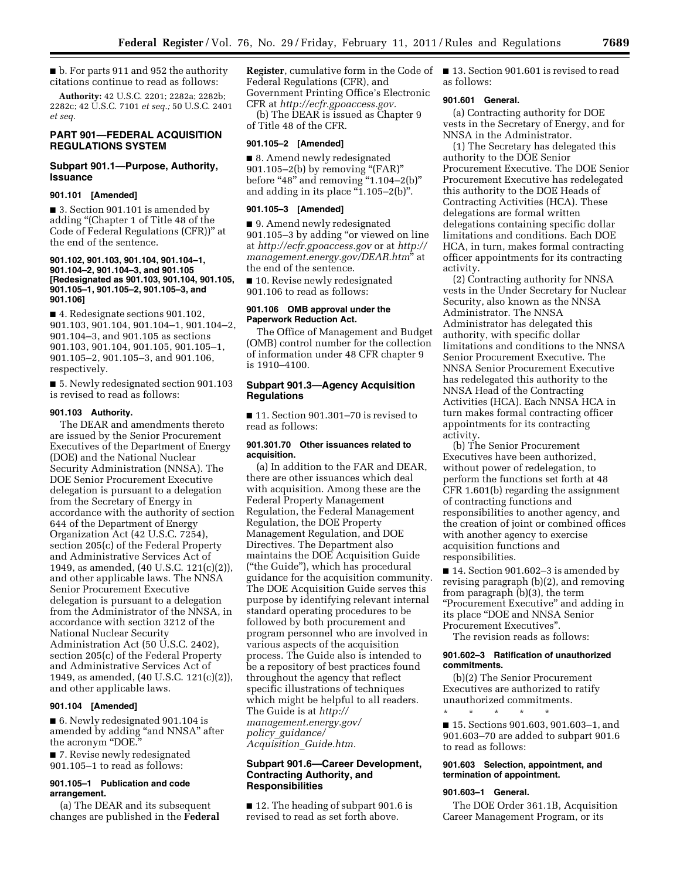■ b. For parts 911 and 952 the authority citations continue to read as follows:

**Authority:** 42 U.S.C. 2201; 2282a; 2282b; 2282c; 42 U.S.C. 7101 *et seq.;* 50 U.S.C. 2401 *et seq.*

## PART 901—FEDERAL ACQUISITION REGULATIONS SYSTEM

### Subpart 901.1—Purpose, Authority, Issuance

**901.101 [Amended]**

■ 3. Section 901.101 is amended by adding "(Chapter 1 of Title 48 of the Code of Federal Regulations (CFR))" at the end of the sentence.

**901.102, 901.103, 901.104, 901.104–1, 901.104–2, 901.104–3, and 901.105 [Redesignated as 901.103, 901.104, 901.105, 901.105–1, 901.105–2, 901.105–3, and 901.106]**

■ 4. Redesignate sections 901.102, 901.103, 901.104, 901.104–1, 901.104–2, 901.104–3, and 901.105 as sections 901.103, 901.104, 901.105, 901.105–1, 901.105–2, 901.105–3, and 901.106, respectively.

■ 5. Newly redesignated section 901.103 is revised to read as follows:

**901.103 Authority.**

The DEAR and amendments thereto are issued by the Senior Procurement Executives of the Department of Energy (DOE) and the National Nuclear Security Administration (NNSA). The DOE Senior Procurement Executive delegation is pursuant to a delegation from the Secretary of Energy in accordance with the authority of section 644 of the Department of Energy Organization Act (42 U.S.C. 7254), section 205(c) of the Federal Property and Administrative Services Act of 1949, as amended, (40 U.S.C. 121(c)(2)), and other applicable laws. The NNSA Senior Procurement Executive delegation is pursuant to a delegation from the Administrator of the NNSA, in accordance with section 3212 of the National Nuclear Security Administration Act (50 U.S.C. 2402), section 205(c) of the Federal Property and Administrative Services Act of 1949, as amended, (40 U.S.C. 121(c)(2)), and other applicable laws.

**901.104 [Amended]**

■ 6. Newly redesignated 901.104 is amended by adding "and NNSA" after the acronym "DOE."

■ 7. Revise newly redesignated 901.105–1 to read as follows:

**901.105–1 Publication and code arrangement.**

(a) The DEAR and its subsequent changes are published in the **Federal Register**, cumulative form in the Code of Federal Regulations (CFR), and Government Printing Office's Electronic CFR at *http://ecfr.gpoaccess.gov.*

(b) The DEAR is issued as Chapter 9 of Title 48 of the CFR.

**901.105–2 [Amended]**

■ 8. Amend newly redesignated 901.105–2(b) by removing "(FAR)" before "48" and removing "1.104–2(b)" and adding in its place "1.105–2(b)".

**901.105–3 [Amended]**

■ 9. Amend newly redesignated 901.105–3 by adding "or viewed on line at *http://ecfr.gpoaccess.gov* or at *http://management.energy.gov/DEAR.htm*" at the end of the sentence.

■ 10. Revise newly redesignated 901.106 to read as follows:

**901.106 OMB approval under the Paperwork Reduction Act.**

The Office of Management and Budget (OMB) control number for the collection of information under 48 CFR chapter 9 is 1910–4100.

### Subpart 901.3—Agency Acquisition Regulations

■ 11. Section 901.301–70 is revised to read as follows:

**901.301.70 Other issuances related to acquisition.**

(a) In addition to the FAR and DEAR, there are other issuances which deal with acquisition. Among these are the Federal Property Management Regulation, the Federal Management Regulation, the DOE Property Management Regulation, and DOE Directives. The Department also maintains the DOE Acquisition Guide ("the Guide"), which has procedural guidance for the acquisition community. The DOE Acquisition Guide serves this purpose by identifying relevant internal standard operating procedures to be followed by both procurement and program personnel who are involved in various aspects of the acquisition process. The Guide also is intended to be a repository of best practices found throughout the agency that reflect specific illustrations of techniques which might be helpful to all readers. The Guide is at *http://management.energy.gov/policy_guidance/Acquisition_Guide.htm.*

### Subpart 901.6—Career Development, Contracting Authority, and Responsibilities

■ 12. The heading of subpart 901.6 is revised to read as set forth above.

■ 13. Section 901.601 is revised to read as follows:

**901.601 General.**

(a) Contracting authority for DOE vests in the Secretary of Energy, and for NNSA in the Administrator.

(1) The Secretary has delegated this authority to the DOE Senior Procurement Executive. The DOE Senior Procurement Executive has redelegated this authority to the DOE Heads of Contracting Activities (HCA). These delegations are formal written delegations containing specific dollar limitations and conditions. Each DOE HCA, in turn, makes formal contracting officer appointments for its contracting activity.

(2) Contracting authority for NNSA vests in the Under Secretary for Nuclear Security, also known as the NNSA Administrator. The NNSA Administrator has delegated this authority, with specific dollar limitations and conditions to the NNSA Senior Procurement Executive. The NNSA Senior Procurement Executive has redelegated this authority to the NNSA Head of the Contracting Activities (HCA). Each NNSA HCA in turn makes formal contracting officer appointments for its contracting activity.

(b) The Senior Procurement Executives have been authorized, without power of redelegation, to perform the functions set forth at 48 CFR 1.601(b) regarding the assignment of contracting functions and responsibilities to another agency, and the creation of joint or combined offices with another agency to exercise acquisition functions and responsibilities.

■ 14. Section 901.602–3 is amended by revising paragraph (b)(2), and removing from paragraph (b)(3), the term "Procurement Executive" and adding in its place "DOE and NNSA Senior Procurement Executives".

The revision reads as follows:

**901.602–3 Ratification of unauthorized commitments.**

(b)(2) The Senior Procurement Executives are authorized to ratify unauthorized commitments.

\* \* \* \* \*

■ 15. Sections 901.603, 901.603–1, and 901.603–70 are added to subpart 901.6 to read as follows:

**901.603 Selection, appointment, and termination of appointment.**

**901.603–1 General.**

The DOE Order 361.1B, Acquisition Career Management Program, or its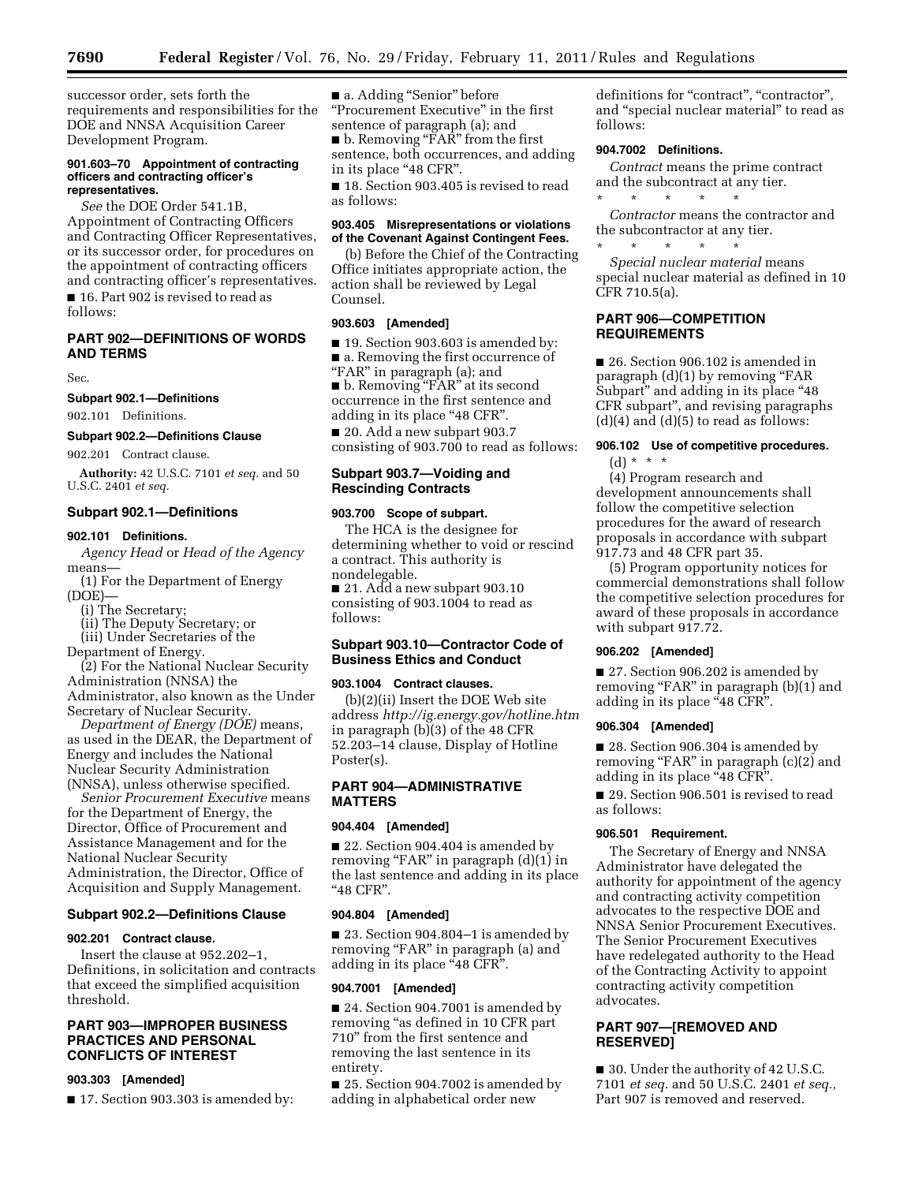successor order, sets forth the requirements and responsibilities for the DOE and NNSA Acquisition Career Development Program.

#### 901.603–70 Appointment of contracting officers and contracting officer's representatives.

*See* the DOE Order 541.1B, Appointment of Contracting Officers and Contracting Officer Representatives, or its successor order, for procedures on the appointment of contracting officers and contracting officer's representatives.

■ 16. Part 902 is revised to read as follows:

## PART 902—DEFINITIONS OF WORDS AND TERMS

Sec.

**Subpart 902.1—Definitions**

902.101 Definitions.

**Subpart 902.2—Definitions Clause**

902.201 Contract clause.

**Authority:** 42 U.S.C. 7101 *et seq.* and 50 U.S.C. 2401 *et seq.*

### Subpart 902.1—Definitions

#### 902.101 Definitions.

*Agency Head* or *Head of the Agency* means—

(1) For the Department of Energy (DOE)—

(i) The Secretary;

(ii) The Deputy Secretary; or

(iii) Under Secretaries of the Department of Energy.

(2) For the National Nuclear Security Administration (NNSA) the Administrator, also known as the Under Secretary of Nuclear Security.

*Department of Energy (DOE)* means, as used in the DEAR, the Department of Energy and includes the National Nuclear Security Administration (NNSA), unless otherwise specified.

*Senior Procurement Executive* means for the Department of Energy, the Director, Office of Procurement and Assistance Management and for the National Nuclear Security Administration, the Director, Office of Acquisition and Supply Management.

### Subpart 902.2—Definitions Clause

#### 902.201 Contract clause.

Insert the clause at 952.202–1, Definitions, in solicitation and contracts that exceed the simplified acquisition threshold.

## PART 903—IMPROPER BUSINESS PRACTICES AND PERSONAL CONFLICTS OF INTEREST

#### 903.303 [Amended]

■ 17. Section 903.303 is amended by:

■ a. Adding "Senior" before "Procurement Executive" in the first sentence of paragraph (a); and

■ b. Removing "FAR" from the first sentence, both occurrences, and adding in its place "48 CFR".

■ 18. Section 903.405 is revised to read as follows:

#### 903.405 Misrepresentations or violations of the Covenant Against Contingent Fees.

(b) Before the Chief of the Contracting Office initiates appropriate action, the action shall be reviewed by Legal Counsel.

#### 903.603 [Amended]

■ 19. Section 903.603 is amended by:

■ a. Removing the first occurrence of "FAR" in paragraph (a); and

■ b. Removing "FAR" at its second occurrence in the first sentence and adding in its place "48 CFR".

■ 20. Add a new subpart 903.7 consisting of 903.700 to read as follows:

### Subpart 903.7—Voiding and Rescinding Contracts

#### 903.700 Scope of subpart.

The HCA is the designee for determining whether to void or rescind a contract. This authority is nondelegable.

■ 21. Add a new subpart 903.10 consisting of 903.1004 to read as follows:

### Subpart 903.10—Contractor Code of Business Ethics and Conduct

#### 903.1004 Contract clauses.

(b)(2)(ii) Insert the DOE Web site address *http://ig.energy.gov/hotline.htm* in paragraph (b)(3) of the 48 CFR 52.203–14 clause, Display of Hotline Poster(s).

## PART 904—ADMINISTRATIVE MATTERS

#### 904.404 [Amended]

■ 22. Section 904.404 is amended by removing "FAR" in paragraph (d)(1) in the last sentence and adding in its place "48 CFR".

#### 904.804 [Amended]

■ 23. Section 904.804–1 is amended by removing "FAR" in paragraph (a) and adding in its place "48 CFR".

#### 904.7001 [Amended]

■ 24. Section 904.7001 is amended by removing "as defined in 10 CFR part 710" from the first sentence and removing the last sentence in its entirety.

■ 25. Section 904.7002 is amended by adding in alphabetical order new definitions for "contract", "contractor", and "special nuclear material" to read as follows:

#### 904.7002 Definitions.

*Contract* means the prime contract and the subcontract at any tier.

\* \* \* \* \*

*Contractor* means the contractor and the subcontractor at any tier.

\* \* \* \* \*

*Special nuclear material* means special nuclear material as defined in 10 CFR 710.5(a).

## PART 906—COMPETITION REQUIREMENTS

■ 26. Section 906.102 is amended in paragraph (d)(1) by removing "FAR Subpart" and adding in its place "48 CFR subpart", and revising paragraphs (d)(4) and (d)(5) to read as follows:

#### 906.102 Use of competitive procedures.

(d) \* \* \*

(4) Program research and development announcements shall follow the competitive selection procedures for the award of research proposals in accordance with subpart 917.73 and 48 CFR part 35.

(5) Program opportunity notices for commercial demonstrations shall follow the competitive selection procedures for award of these proposals in accordance with subpart 917.72.

#### 906.202 [Amended]

■ 27. Section 906.202 is amended by removing "FAR" in paragraph (b)(1) and adding in its place "48 CFR".

#### 906.304 [Amended]

■ 28. Section 906.304 is amended by removing "FAR" in paragraph (c)(2) and adding in its place "48 CFR".

■ 29. Section 906.501 is revised to read as follows:

#### 906.501 Requirement.

The Secretary of Energy and NNSA Administrator have delegated the authority for appointment of the agency and contracting activity competition advocates to the respective DOE and NNSA Senior Procurement Executives. The Senior Procurement Executives have redelegated authority to the Head of the Contracting Activity to appoint contracting activity competition advocates.

## PART 907—[REMOVED AND RESERVED]

■ 30. Under the authority of 42 U.S.C. 7101 *et seq.* and 50 U.S.C. 2401 *et seq.,* Part 907 is removed and reserved.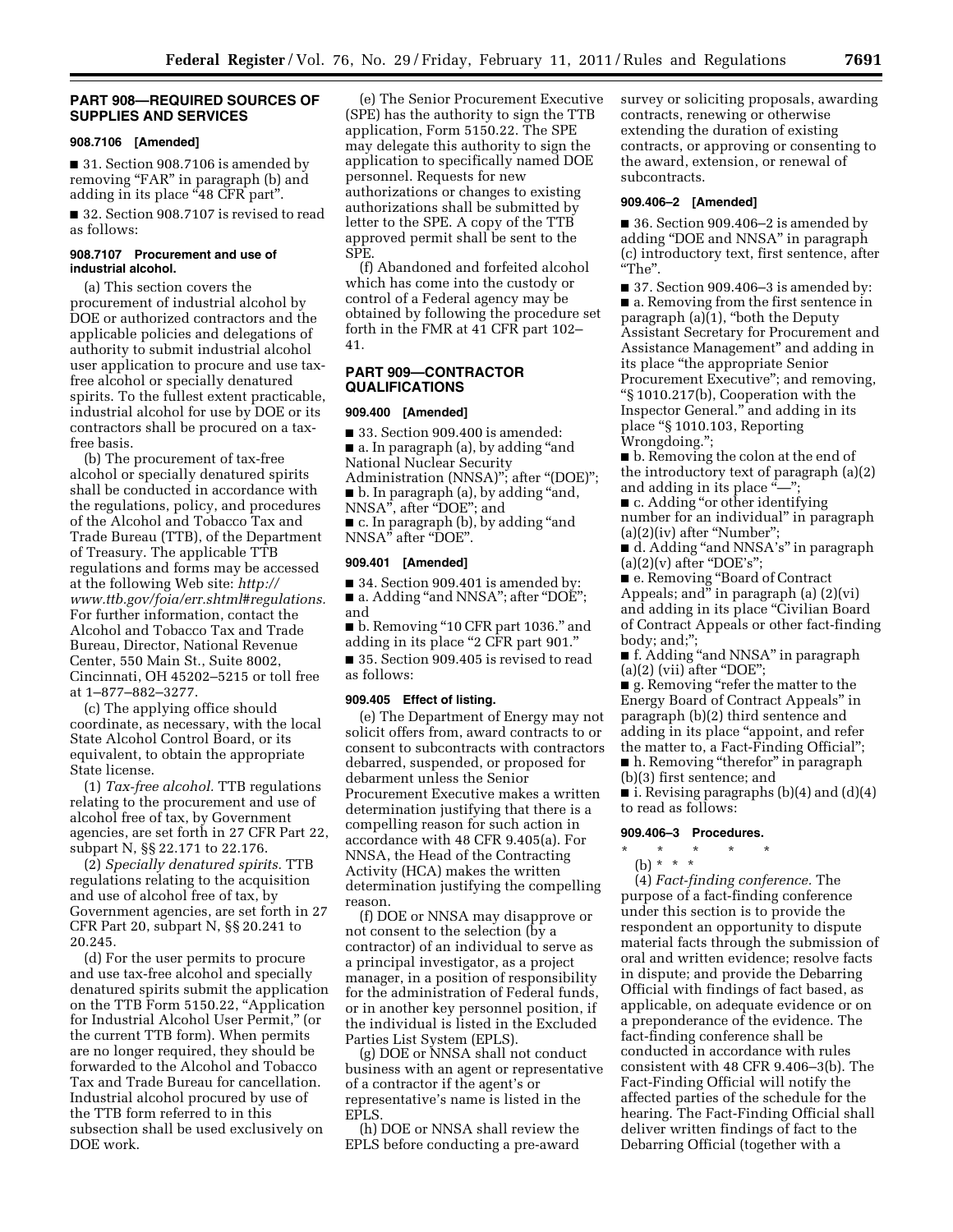## PART 908—REQUIRED SOURCES OF SUPPLIES AND SERVICES

### 908.7106 [Amended]

■ 31. Section 908.7106 is amended by removing "FAR" in paragraph (b) and adding in its place "48 CFR part".

■ 32. Section 908.7107 is revised to read as follows:

### 908.7107 Procurement and use of industrial alcohol.

(a) This section covers the procurement of industrial alcohol by DOE or authorized contractors and the applicable policies and delegations of authority to submit industrial alcohol user application to procure and use tax-free alcohol or specially denatured spirits. To the fullest extent practicable, industrial alcohol for use by DOE or its contractors shall be procured on a tax-free basis.

(b) The procurement of tax-free alcohol or specially denatured spirits shall be conducted in accordance with the regulations, policy, and procedures of the Alcohol and Tobacco Tax and Trade Bureau (TTB), of the Department of Treasury. The applicable TTB regulations and forms may be accessed at the following Web site: *http://www.ttb.gov/foia/err.shtml#regulations*. For further information, contact the Alcohol and Tobacco Tax and Trade Bureau, Director, National Revenue Center, 550 Main St., Suite 8002, Cincinnati, OH 45202–5215 or toll free at 1–877–882–3277.

(c) The applying office should coordinate, as necessary, with the local State Alcohol Control Board, or its equivalent, to obtain the appropriate State license.

(1) *Tax-free alcohol.* TTB regulations relating to the procurement and use of alcohol free of tax, by Government agencies, are set forth in 27 CFR Part 22, subpart N, §§ 22.171 to 22.176.

(2) *Specially denatured spirits.* TTB regulations relating to the acquisition and use of alcohol free of tax, by Government agencies, are set forth in 27 CFR Part 20, subpart N, §§ 20.241 to 20.245.

(d) For the user permits to procure and use tax-free alcohol and specially denatured spirits submit the application on the TTB Form 5150.22, "Application for Industrial Alcohol User Permit," (or the current TTB form). When permits are no longer required, they should be forwarded to the Alcohol and Tobacco Tax and Trade Bureau for cancellation. Industrial alcohol procured by use of the TTB form referred to in this subsection shall be used exclusively on DOE work.

(e) The Senior Procurement Executive (SPE) has the authority to sign the TTB application, Form 5150.22. The SPE may delegate this authority to sign the application to specifically named DOE personnel. Requests for new authorizations or changes to existing authorizations shall be submitted by letter to the SPE. A copy of the TTB approved permit shall be sent to the SPE.

(f) Abandoned and forfeited alcohol which has come into the custody or control of a Federal agency may be obtained by following the procedure set forth in the FMR at 41 CFR part 102–41.

## PART 909—CONTRACTOR QUALIFICATIONS

### 909.400 [Amended]

■ 33. Section 909.400 is amended:

■ a. In paragraph (a), by adding "and National Nuclear Security Administration (NNSA)"; after "(DOE)";

■ b. In paragraph (a), by adding "and, NNSA", after "DOE"; and

■ c. In paragraph (b), by adding "and NNSA" after "DOE".

### 909.401 [Amended]

■ 34. Section 909.401 is amended by:

■ a. Adding "and NNSA"; after "DOE"; and

■ b. Removing "10 CFR part 1036." and adding in its place "2 CFR part 901."

■ 35. Section 909.405 is revised to read as follows:

### 909.405 Effect of listing.

(e) The Department of Energy may not solicit offers from, award contracts to or consent to subcontracts with contractors debarred, suspended, or proposed for debarment unless the Senior Procurement Executive makes a written determination justifying that there is a compelling reason for such action in accordance with 48 CFR 9.405(a). For NNSA, the Head of the Contracting Activity (HCA) makes the written determination justifying the compelling reason.

(f) DOE or NNSA may disapprove or not consent to the selection (by a contractor) of an individual to serve as a principal investigator, as a project manager, in a position of responsibility for the administration of Federal funds, or in another key personnel position, if the individual is listed in the Excluded Parties List System (EPLS).

(g) DOE or NNSA shall not conduct business with an agent or representative of a contractor if the agent's or representative's name is listed in the EPLS.

(h) DOE or NNSA shall review the EPLS before conducting a pre-award survey or soliciting proposals, awarding contracts, renewing or otherwise extending the duration of existing contracts, or approving or consenting to the award, extension, or renewal of subcontracts.

### 909.406–2 [Amended]

■ 36. Section 909.406–2 is amended by adding "DOE and NNSA" in paragraph (c) introductory text, first sentence, after "The".

■ 37. Section 909.406–3 is amended by:

■ a. Removing from the first sentence in paragraph (a)(1), "both the Deputy Assistant Secretary for Procurement and Assistance Management" and adding in its place "the appropriate Senior Procurement Executive"; and removing, "§ 1010.217(b), Cooperation with the Inspector General." and adding in its place "§ 1010.103, Reporting Wrongdoing.";

■ b. Removing the colon at the end of the introductory text of paragraph (a)(2) and adding in its place "—";

■ c. Adding "or other identifying number for an individual" in paragraph (a)(2)(iv) after "Number";

■ d. Adding "and NNSA's" in paragraph (a)(2)(v) after "DOE's";

■ e. Removing "Board of Contract Appeals; and" in paragraph (a) (2)(vi) and adding in its place "Civilian Board of Contract Appeals or other fact-finding body; and;";

■ f. Adding "and NNSA" in paragraph (a)(2) (vii) after "DOE";

■ g. Removing "refer the matter to the Energy Board of Contract Appeals" in paragraph (b)(2) third sentence and adding in its place "appoint, and refer the matter to, a Fact-Finding Official";

■ h. Removing "therefor" in paragraph (b)(3) first sentence; and

■ i. Revising paragraphs (b)(4) and (d)(4) to read as follows:

### 909.406–3 Procedures.

\* \* \* \* \*

(b) \* \* \*

(4) *Fact-finding conference.* The purpose of a fact-finding conference under this section is to provide the respondent an opportunity to dispute material facts through the submission of oral and written evidence; resolve facts in dispute; and provide the Debarring Official with findings of fact based, as applicable, on adequate evidence or on a preponderance of the evidence. The fact-finding conference shall be conducted in accordance with rules consistent with 48 CFR 9.406–3(b). The Fact-Finding Official will notify the affected parties of the schedule for the hearing. The Fact-Finding Official shall deliver written findings of fact to the Debarring Official (together with a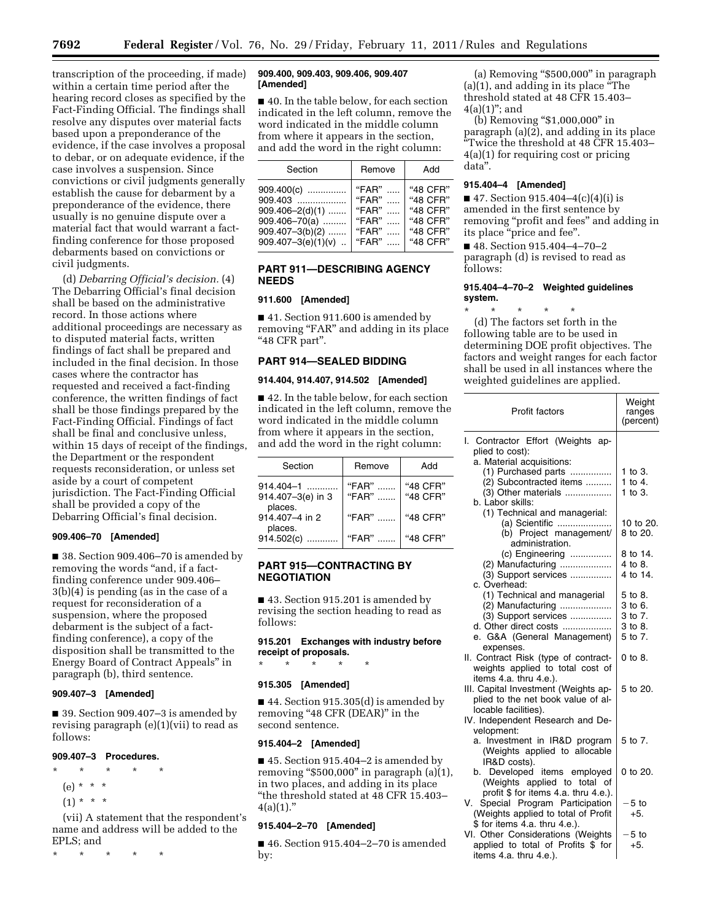transcription of the proceeding, if made) within a certain time period after the hearing record closes as specified by the Fact-Finding Official. The findings shall resolve any disputes over material facts based upon a preponderance of the evidence, if the case involves a proposal to debar, or on adequate evidence, if the case involves a suspension. Since convictions or civil judgments generally establish the cause for debarment by a preponderance of the evidence, there usually is no genuine dispute over a material fact that would warrant a fact-finding conference for those proposed debarments based on convictions or civil judgments.

(d) *Debarring Official's decision.* (4) The Debarring Official's final decision shall be based on the administrative record. In those actions where additional proceedings are necessary as to disputed material facts, written findings of fact shall be prepared and included in the final decision. In those cases where the contractor has requested and received a fact-finding conference, the written findings of fact shall be those findings prepared by the Fact-Finding Official. Findings of fact shall be final and conclusive unless, within 15 days of receipt of the findings, the Department or the respondent requests reconsideration, or unless set aside by a court of competent jurisdiction. The Fact-Finding Official shall be provided a copy of the Debarring Official's final decision.

### 909.406–70 [Amended]

■ 38. Section 909.406–70 is amended by removing the words "and, if a fact-finding conference under 909.406–3(b)(4) is pending (as in the case of a request for reconsideration of a suspension, where the proposed debarment is the subject of a fact-finding conference), a copy of the disposition shall be transmitted to the Energy Board of Contract Appeals" in paragraph (b), third sentence.

### 909.407–3 [Amended]

■ 39. Section 909.407–3 is amended by revising paragraph (e)(1)(vii) to read as follows:

### 909.407–3 Procedures.

\* \* \* \* \*

(e) \* \* \*

(1) \* \* \*

(vii) A statement that the respondent's name and address will be added to the EPLS; and

\* \* \* \* \*

### 909.400, 909.403, 909.406, 909.407 [Amended]

■ 40. In the table below, for each section indicated in the left column, remove the word indicated in the middle column from where it appears in the section, and add the word in the right column:

| Section | Remove | Add |
|---|---|---|
| 909.400(c) | "FAR" | "48 CFR" |
| 909.403 | "FAR" | "48 CFR" |
| 909.406–2(d)(1) | "FAR" | "48 CFR" |
| 909.406–70(a) | "FAR" | "48 CFR" |
| 909.407–3(b)(2) | "FAR" | "48 CFR" |
| 909.407–3(e)(1)(v) | "FAR" | "48 CFR" |

## PART 911—DESCRIBING AGENCY NEEDS

### 911.600 [Amended]

■ 41. Section 911.600 is amended by removing "FAR" and adding in its place "48 CFR part".

## PART 914—SEALED BIDDING

### 914.404, 914.407, 914.502 [Amended]

■ 42. In the table below, for each section indicated in the left column, remove the word indicated in the middle column from where it appears in the section, and add the word in the right column:

| Section | Remove | Add |
|---|---|---|
| 914.404–1 | "FAR" | "48 CFR" |
| 914.407–3(e) in 3 places. | "FAR" | "48 CFR" |
| 914.407–4 in 2 places. | "FAR" | "48 CFR" |
| 914.502(c) | "FAR" | "48 CFR" |

## PART 915—CONTRACTING BY NEGOTIATION

■ 43. Section 915.201 is amended by revising the section heading to read as follows:

### 915.201 Exchanges with industry before receipt of proposals.

\* \* \* \* \*

### 915.305 [Amended]

■ 44. Section 915.305(d) is amended by removing "48 CFR (DEAR)" in the second sentence.

### 915.404–2 [Amended]

■ 45. Section 915.404–2 is amended by removing "$500,000" in paragraph (a)(1), in two places, and adding in its place "the threshold stated at 48 CFR 15.403–4(a)(1)."

### 915.404–2–70 [Amended]

■ 46. Section 915.404–2–70 is amended by:

(a) Removing "$500,000" in paragraph (a)(1), and adding in its place "The threshold stated at 48 CFR 15.403–4(a)(1)"; and

(b) Removing "$1,000,000" in paragraph (a)(2), and adding in its place "Twice the threshold at 48 CFR 15.403–4(a)(1) for requiring cost or pricing data".

### 915.404–4 [Amended]

■ 47. Section 915.404–4(c)(4)(i) is amended in the first sentence by removing "profit and fees" and adding in its place "price and fee".

■ 48. Section 915.404–4–70–2 paragraph (d) is revised to read as follows:

### 915.404–4–70–2 Weighted guidelines system.

\* \* \* \* \*

(d) The factors set forth in the following table are to be used in determining DOE profit objectives. The factors and weight ranges for each factor shall be used in all instances where the weighted guidelines are applied.

| Profit factors | Weight ranges (percent) |
|---|---|
| I. Contractor Effort (Weights applied to cost): | |
| a. Material acquisitions: | |
| (1) Purchased parts | 1 to 3. |
| (2) Subcontracted items | 1 to 4. |
| (3) Other materials | 1 to 3. |
| b. Labor skills: | |
| (1) Technical and managerial: | |
| (a) Scientific | 10 to 20. |
| (b) Project management/administration. | 8 to 20. |
| (c) Engineering | 8 to 14. |
| (2) Manufacturing | 4 to 8. |
| (3) Support services | 4 to 14. |
| c. Overhead: | |
| (1) Technical and managerial | 5 to 8. |
| (2) Manufacturing | 3 to 6. |
| (3) Support services | 3 to 7. |
| d. Other direct costs | 3 to 8. |
| e. G&A (General Management) expenses. | 5 to 7. |
| II. Contract Risk (type of contract-weights applied to total cost of items 4.a. thru 4.e.). | 0 to 8. |
| III. Capital Investment (Weights applied to the net book value of allocable facilities). | 5 to 20. |
| IV. Independent Research and Development: | |
| a. Investment in IR&D program (Weights applied to allocable IR&D costs). | 5 to 7. |
| b. Developed items employed (Weights applied to total of profit $ for items 4.a. thru 4.e.). | 0 to 20. |
| V. Special Program Participation (Weights applied to total of Profit $ for items 4.a. thru 4.e.). | −5 to +5. |
| VI. Other Considerations (Weights applied to total of Profits $ for items 4.a. thru 4.e.). | −5 to +5. |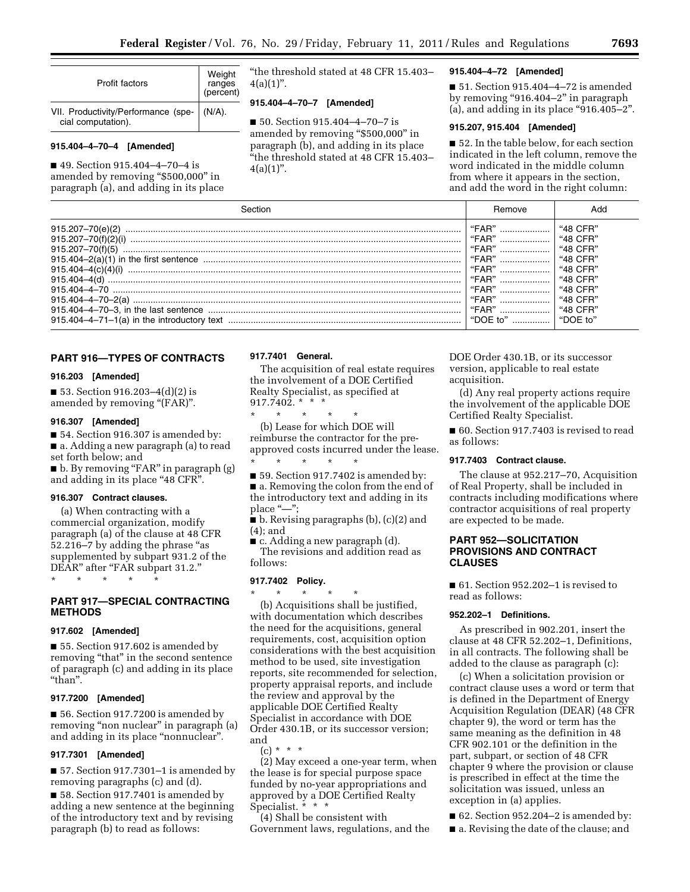| Profit factors | Weight ranges (percent) |
| --- | --- |
| VII. Productivity/Performance (special computation). | (N/A). |

**915.404–4–70–4 [Amended]**

■ 49. Section 915.404–4–70–4 is amended by removing "$500,000" in paragraph (a), and adding in its place "the threshold stated at 48 CFR 15.403–4(a)(1)".

**915.404–4–70–7 [Amended]**

■ 50. Section 915.404–4–70–7 is amended by removing "$500,000" in paragraph (b), and adding in its place "the threshold stated at 48 CFR 15.403–4(a)(1)".

**915.404–4–72 [Amended]**

■ 51. Section 915.404–4–72 is amended by removing "916.404–2" in paragraph (a), and adding in its place "916.405–2".

**915.207, 915.404 [Amended]**

■ 52. In the table below, for each section indicated in the left column, remove the word indicated in the middle column from where it appears in the section, and add the word in the right column:

| Section | Remove | Add |
| --- | --- | --- |
| 915.207–70(e)(2) | "FAR" | "48 CFR" |
| 915.207–70(f)(2)(i) | "FAR" | "48 CFR" |
| 915.207–70(f)(5) | "FAR" | "48 CFR" |
| 915.404–2(a)(1) in the first sentence | "FAR" | "48 CFR" |
| 915.404–4(c)(4)(i) | "FAR" | "48 CFR" |
| 915.404–4(d) | "FAR" | "48 CFR" |
| 915.404–4–70 | "FAR" | "48 CFR" |
| 915.404–4–70–2(a) | "FAR" | "48 CFR" |
| 915.404–4–70–3, in the last sentence | "FAR" | "48 CFR" |
| 915.404–4–71–1(a) in the introductory text | "DOE to" | "DOE to" |

## PART 916—TYPES OF CONTRACTS

**916.203 [Amended]**

■ 53. Section 916.203–4(d)(2) is amended by removing "(FAR)".

**916.307 [Amended]**

■ 54. Section 916.307 is amended by:

■ a. Adding a new paragraph (a) to read set forth below; and

■ b. By removing "FAR" in paragraph (g) and adding in its place "48 CFR".

**916.307 Contract clauses.**

(a) When contracting with a commercial organization, modify paragraph (a) of the clause at 48 CFR 52.216–7 by adding the phrase "as supplemented by subpart 931.2 of the DEAR" after "FAR subpart 31.2."

\* \* \* \* \*

## PART 917—SPECIAL CONTRACTING METHODS

**917.602 [Amended]**

■ 55. Section 917.602 is amended by removing "that" in the second sentence of paragraph (c) and adding in its place "than".

**917.7200 [Amended]**

■ 56. Section 917.7200 is amended by removing "non nuclear" in paragraph (a) and adding in its place "nonnuclear".

**917.7301 [Amended]**

■ 57. Section 917.7301–1 is amended by removing paragraphs (c) and (d).

■ 58. Section 917.7401 is amended by adding a new sentence at the beginning of the introductory text and by revising paragraph (b) to read as follows:

**917.7401 General.**

The acquisition of real estate requires the involvement of a DOE Certified Realty Specialist, as specified at 917.7402. \* \* \*

\* \* \* \* \*

(b) Lease for which DOE will reimburse the contractor for the pre-approved costs incurred under the lease.

\* \* \* \* \*

■ 59. Section 917.7402 is amended by:

■ a. Removing the colon from the end of the introductory text and adding in its place "—";

■ b. Revising paragraphs (b), (c)(2) and (4); and

■ c. Adding a new paragraph (d).

The revisions and addition read as follows:

**917.7402 Policy.**

\* \* \* \* \*

(b) Acquisitions shall be justified, with documentation which describes the need for the acquisitions, general requirements, cost, acquisition option considerations with the best acquisition method to be used, site investigation reports, site recommended for selection, property appraisal reports, and include the review and approval by the applicable DOE Certified Realty Specialist in accordance with DOE Order 430.1B, or its successor version; and

(c) \* \* \*

(2) May exceed a one-year term, when the lease is for special purpose space funded by no-year appropriations and approved by a DOE Certified Realty Specialist. \* \* \*

(4) Shall be consistent with Government laws, regulations, and the DOE Order 430.1B, or its successor version, applicable to real estate acquisition.

(d) Any real property actions require the involvement of the applicable DOE Certified Realty Specialist.

■ 60. Section 917.7403 is revised to read as follows:

**917.7403 Contract clause.**

The clause at 952.217–70, Acquisition of Real Property, shall be included in contracts including modifications where contractor acquisitions of real property are expected to be made.

## PART 952—SOLICITATION PROVISIONS AND CONTRACT CLAUSES

■ 61. Section 952.202–1 is revised to read as follows:

**952.202–1 Definitions.**

As prescribed in 902.201, insert the clause at 48 CFR 52.202–1, Definitions, in all contracts. The following shall be added to the clause as paragraph (c):

(c) When a solicitation provision or contract clause uses a word or term that is defined in the Department of Energy Acquisition Regulation (DEAR) (48 CFR chapter 9), the word or term has the same meaning as the definition in 48 CFR 902.101 or the definition in the part, subpart, or section of 48 CFR chapter 9 where the provision or clause is prescribed in effect at the time the solicitation was issued, unless an exception in (a) applies.

■ 62. Section 952.204–2 is amended by:

■ a. Revising the date of the clause; and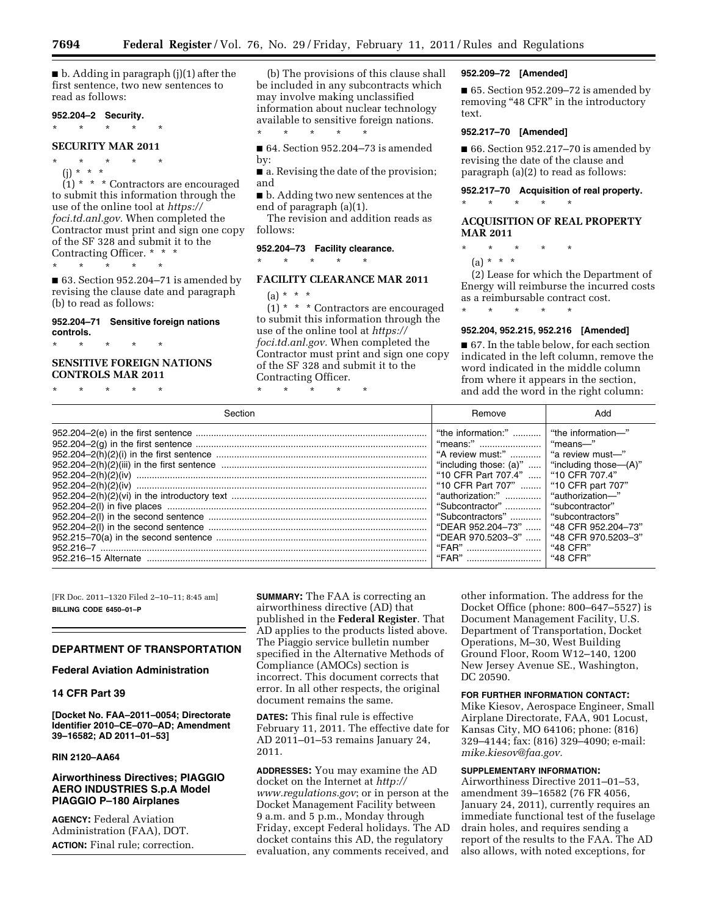■ b. Adding in paragraph (j)(1) after the first sentence, two new sentences to read as follows:

**952.204–2 Security.**

\* \* \* \* \*

**SECURITY MAR 2011**

\* \* \* \* \*

(j) \* \* \*

(1) \* \* \* Contractors are encouraged to submit this information through the use of the online tool at *https://foci.td.anl.gov.* When completed the Contractor must print and sign one copy of the SF 328 and submit it to the Contracting Officer. \* \* \*

\* \* \* \* \*

■ 63. Section 952.204–71 is amended by revising the clause date and paragraph (b) to read as follows:

**952.204–71 Sensitive foreign nations controls.**

\* \* \* \* \*

**SENSITIVE FOREIGN NATIONS CONTROLS MAR 2011**

\* \* \* \* \*

(b) The provisions of this clause shall be included in any subcontracts which may involve making unclassified information about nuclear technology available to sensitive foreign nations.

\* \* \* \* \*

■ 64. Section 952.204–73 is amended by:

■ a. Revising the date of the provision; and

■ b. Adding two new sentences at the end of paragraph (a)(1).

The revision and addition reads as follows:

**952.204–73 Facility clearance.**

\* \* \* \* \*

**FACILITY CLEARANCE MAR 2011**

(a) \* \* \*

(1) \* \* \* Contractors are encouraged to submit this information through the use of the online tool at *https://foci.td.anl.gov.* When completed the Contractor must print and sign one copy of the SF 328 and submit it to the Contracting Officer.

\* \* \* \* \*

**952.209–72 [Amended]**

■ 65. Section 952.209–72 is amended by removing "48 CFR" in the introductory text.

**952.217–70 [Amended]**

■ 66. Section 952.217–70 is amended by revising the date of the clause and paragraph (a)(2) to read as follows:

**952.217–70 Acquisition of real property.**

\* \* \* \* \*

**ACQUISITION OF REAL PROPERTY MAR 2011**

\* \* \* \* \*

(a) \* \* \*

(2) Lease for which the Department of Energy will reimburse the incurred costs as a reimbursable contract cost.

\* \* \* \* \*

**952.204, 952.215, 952.216 [Amended]**

■ 67. In the table below, for each section indicated in the left column, remove the word indicated in the middle column from where it appears in the section, and add the word in the right column:

| Section | Remove | Add |
|---|---|---|
| 952.204–2(e) in the first sentence | "the information:" | "the information—" |
| 952.204–2(g) in the first sentence | "means:" | "means—" |
| 952.204–2(h)(2)(i) in the first sentence | "A review must:" | "a review must—" |
| 952.204–2(h)(2)(iii) in the first sentence | "including those: (a)" | "including those—(A)" |
| 952.204–2(h)(2)(iv) | "10 CFR Part 707.4" | "10 CFR 707.4" |
| 952.204–2(h)(2)(iv) | "10 CFR Part 707" | "10 CFR part 707" |
| 952.204–2(h)(2)(vi) in the introductory text | "authorization:" | "authorization—" |
| 952.204–2(l) in five places | "Subcontractor" | "subcontractor" |
| 952.204–2(l) in the second sentence | "Subcontractors" | "subcontractors" |
| 952.204–2(l) in the second sentence | "DEAR 952.204–73" | "48 CFR 952.204–73" |
| 952.215–70(a) in the second sentence | "DEAR 970.5203–3" | "48 CFR 970.5203–3" |
| 952.216–7 | "FAR" | "48 CFR" |
| 952.216–15 Alternate | "FAR" | "48 CFR" |

[FR Doc. 2011–1320 Filed 2–10–11; 8:45 am]

**BILLING CODE 6450–01–P**

---

## DEPARTMENT OF TRANSPORTATION

### Federal Aviation Administration

### 14 CFR Part 39

**[Docket No. FAA–2011–0054; Directorate Identifier 2010–CE–070–AD; Amendment 39–16582; AD 2011–01–53]**

**RIN 2120–AA64**

### Airworthiness Directives; PIAGGIO AERO INDUSTRIES S.p.A Model PIAGGIO P–180 Airplanes

**AGENCY:** Federal Aviation Administration (FAA), DOT.

**ACTION:** Final rule; correction.

**SUMMARY:** The FAA is correcting an airworthiness directive (AD) that published in the **Federal Register**. That AD applies to the products listed above. The Piaggio service bulletin number specified in the Alternative Methods of Compliance (AMOCs) section is incorrect. This document corrects that error. In all other respects, the original document remains the same.

**DATES:** This final rule is effective February 11, 2011. The effective date for AD 2011–01–53 remains January 24, 2011.

**ADDRESSES:** You may examine the AD docket on the Internet at *http://www.regulations.gov*; or in person at the Docket Management Facility between 9 a.m. and 5 p.m., Monday through Friday, except Federal holidays. The AD docket contains this AD, the regulatory evaluation, any comments received, and other information. The address for the Docket Office (phone: 800–647–5527) is Document Management Facility, U.S. Department of Transportation, Docket Operations, M–30, West Building Ground Floor, Room W12–140, 1200 New Jersey Avenue SE., Washington, DC 20590.

**FOR FURTHER INFORMATION CONTACT:** Mike Kiesov, Aerospace Engineer, Small Airplane Directorate, FAA, 901 Locust, Kansas City, MO 64106; phone: (816) 329–4144; fax: (816) 329–4090; e-mail: *mike.kiesov@faa.gov.*

**SUPPLEMENTARY INFORMATION:** Airworthiness Directive 2011–01–53, amendment 39–16582 (76 FR 4056, January 24, 2011), currently requires an immediate functional test of the fuselage drain holes, and requires sending a report of the results to the FAA. The AD also allows, with noted exceptions, for